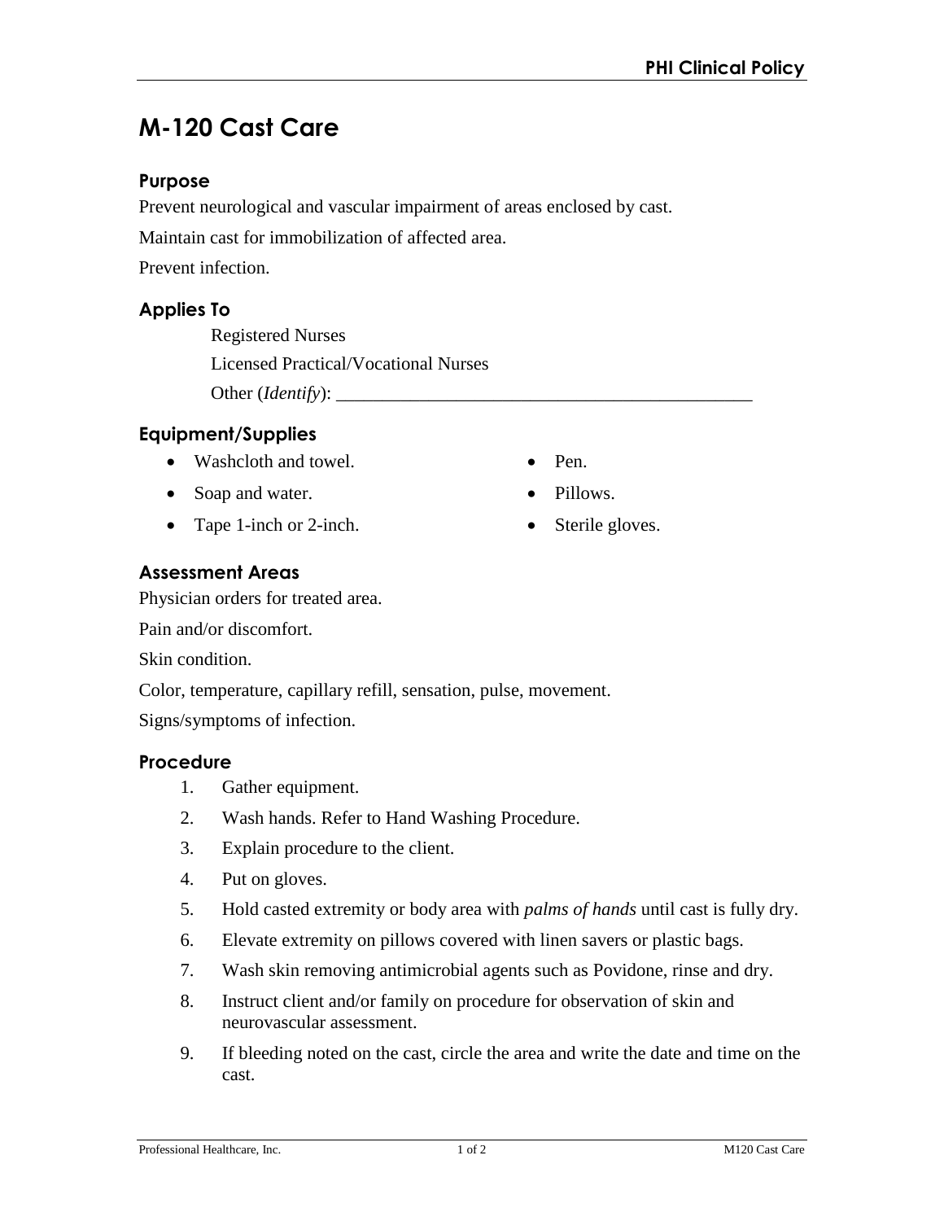# M-120 Cast Care

## Purpose

Prevent neurological and vascular impairment of areas enclosed by cast.

Maintain cast for immobilization of affected area.

Prevent infection.

## Applies To

Registered Nurses

Licensed Practical/Vocational Nurses

Other (*Identify*): _______________________________________________

## Equipment/Supplies

- Washcloth and towel.
- Soap and water.
- Tape 1-inch or 2-inch.
- Pen.
- Pillows.
- Sterile gloves.

## Assessment Areas

Physician orders for treated area.

Pain and/or discomfort.

Skin condition.

Color, temperature, capillary refill, sensation, pulse, movement.

Signs/symptoms of infection.

## Procedure

1. Gather equipment.
2. Wash hands. Refer to Hand Washing Procedure.
3. Explain procedure to the client.
4. Put on gloves.
5. Hold casted extremity or body area with *palms of hands* until cast is fully dry.
6. Elevate extremity on pillows covered with linen savers or plastic bags.
7. Wash skin removing antimicrobial agents such as Povidone, rinse and dry.
8. Instruct client and/or family on procedure for observation of skin and neurovascular assessment.
9. If bleeding noted on the cast, circle the area and write the date and time on the cast.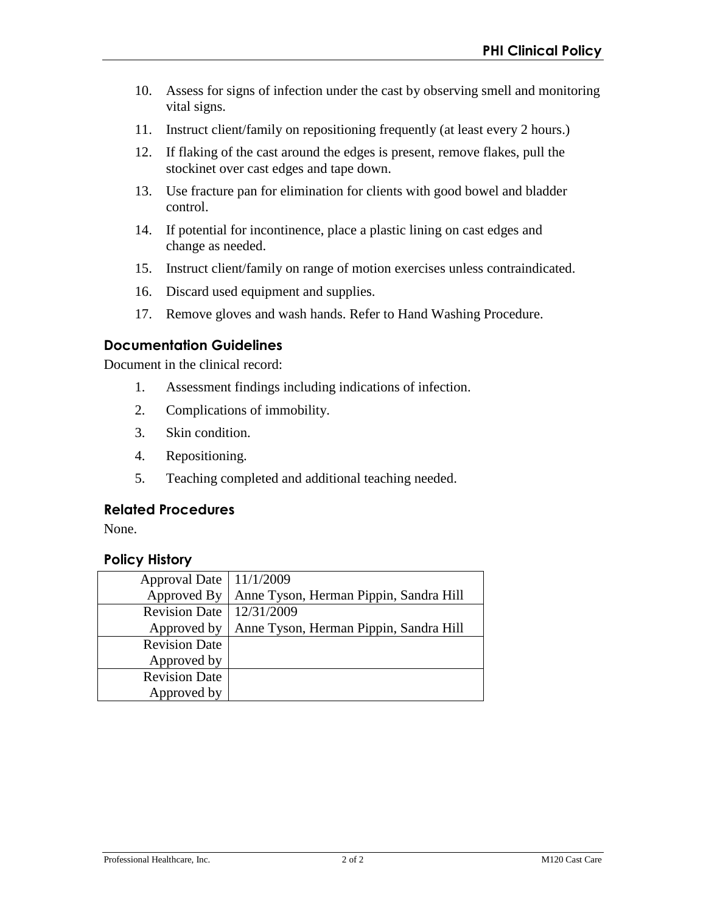10. Assess for signs of infection under the cast by observing smell and monitoring vital signs.
11. Instruct client/family on repositioning frequently (at least every 2 hours.)
12. If flaking of the cast around the edges is present, remove flakes, pull the stockinet over cast edges and tape down.
13. Use fracture pan for elimination for clients with good bowel and bladder control.
14. If potential for incontinence, place a plastic lining on cast edges and change as needed.
15. Instruct client/family on range of motion exercises unless contraindicated.
16. Discard used equipment and supplies.
17. Remove gloves and wash hands. Refer to Hand Washing Procedure.

## Documentation Guidelines

Document in the clinical record:

1. Assessment findings including indications of infection.
2. Complications of immobility.
3. Skin condition.
4. Repositioning.
5. Teaching completed and additional teaching needed.

## Related Procedures

None.

## Policy History

| | |
|---|---|
| Approval Date | 11/1/2009 |
| Approved By | Anne Tyson, Herman Pippin, Sandra Hill |
| Revision Date | 12/31/2009 |
| Approved by | Anne Tyson, Herman Pippin, Sandra Hill |
| Revision Date | |
| Approved by | |
| Revision Date | |
| Approved by | |